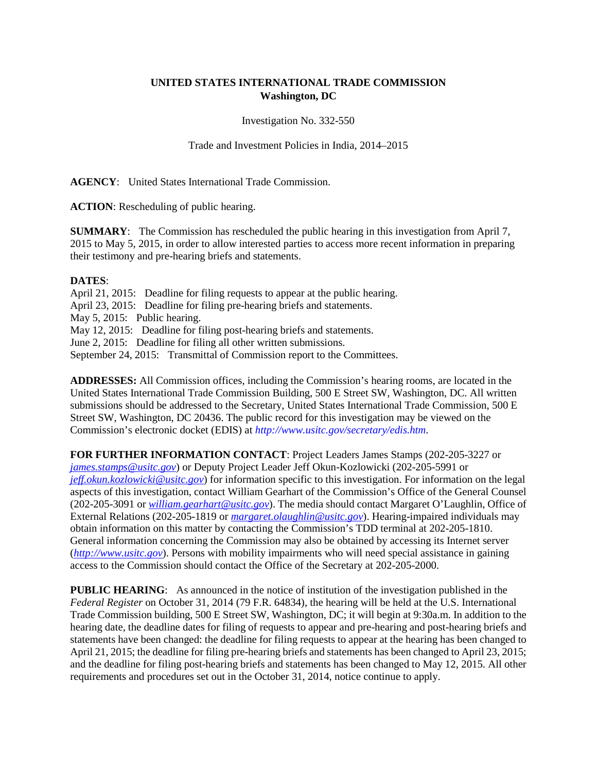**UNITED STATES INTERNATIONAL TRADE COMMISSION**
**Washington, DC**

Investigation No. 332-550

Trade and Investment Policies in India, 2014–2015

**AGENCY**: United States International Trade Commission.

**ACTION**: Rescheduling of public hearing.

**SUMMARY**: The Commission has rescheduled the public hearing in this investigation from April 7, 2015 to May 5, 2015, in order to allow interested parties to access more recent information in preparing their testimony and pre-hearing briefs and statements.

**DATES**:
April 21, 2015: Deadline for filing requests to appear at the public hearing.
April 23, 2015: Deadline for filing pre-hearing briefs and statements.
May 5, 2015: Public hearing.
May 12, 2015: Deadline for filing post-hearing briefs and statements.
June 2, 2015: Deadline for filing all other written submissions.
September 24, 2015: Transmittal of Commission report to the Committees.

**ADDRESSES:** All Commission offices, including the Commission's hearing rooms, are located in the United States International Trade Commission Building, 500 E Street SW, Washington, DC. All written submissions should be addressed to the Secretary, United States International Trade Commission, 500 E Street SW, Washington, DC 20436. The public record for this investigation may be viewed on the Commission's electronic docket (EDIS) at *http://www.usitc.gov/secretary/edis.htm*.

**FOR FURTHER INFORMATION CONTACT**: Project Leaders James Stamps (202-205-3227 or *james.stamps@usitc.gov*) or Deputy Project Leader Jeff Okun-Kozlowicki (202-205-5991 or *jeff.okun.kozlowicki@usitc.gov*) for information specific to this investigation. For information on the legal aspects of this investigation, contact William Gearhart of the Commission's Office of the General Counsel (202-205-3091 or *william.gearhart@usitc.gov*). The media should contact Margaret O'Laughlin, Office of External Relations (202-205-1819 or *margaret.olaughlin@usitc.gov*). Hearing-impaired individuals may obtain information on this matter by contacting the Commission's TDD terminal at 202-205-1810. General information concerning the Commission may also be obtained by accessing its Internet server (*http://www.usitc.gov*). Persons with mobility impairments who will need special assistance in gaining access to the Commission should contact the Office of the Secretary at 202-205-2000.

**PUBLIC HEARING**: As announced in the notice of institution of the investigation published in the *Federal Register* on October 31, 2014 (79 F.R. 64834), the hearing will be held at the U.S. International Trade Commission building, 500 E Street SW, Washington, DC; it will begin at 9:30a.m. In addition to the hearing date, the deadline dates for filing of requests to appear and pre-hearing and post-hearing briefs and statements have been changed: the deadline for filing requests to appear at the hearing has been changed to April 21, 2015; the deadline for filing pre-hearing briefs and statements has been changed to April 23, 2015; and the deadline for filing post-hearing briefs and statements has been changed to May 12, 2015. All other requirements and procedures set out in the October 31, 2014, notice continue to apply.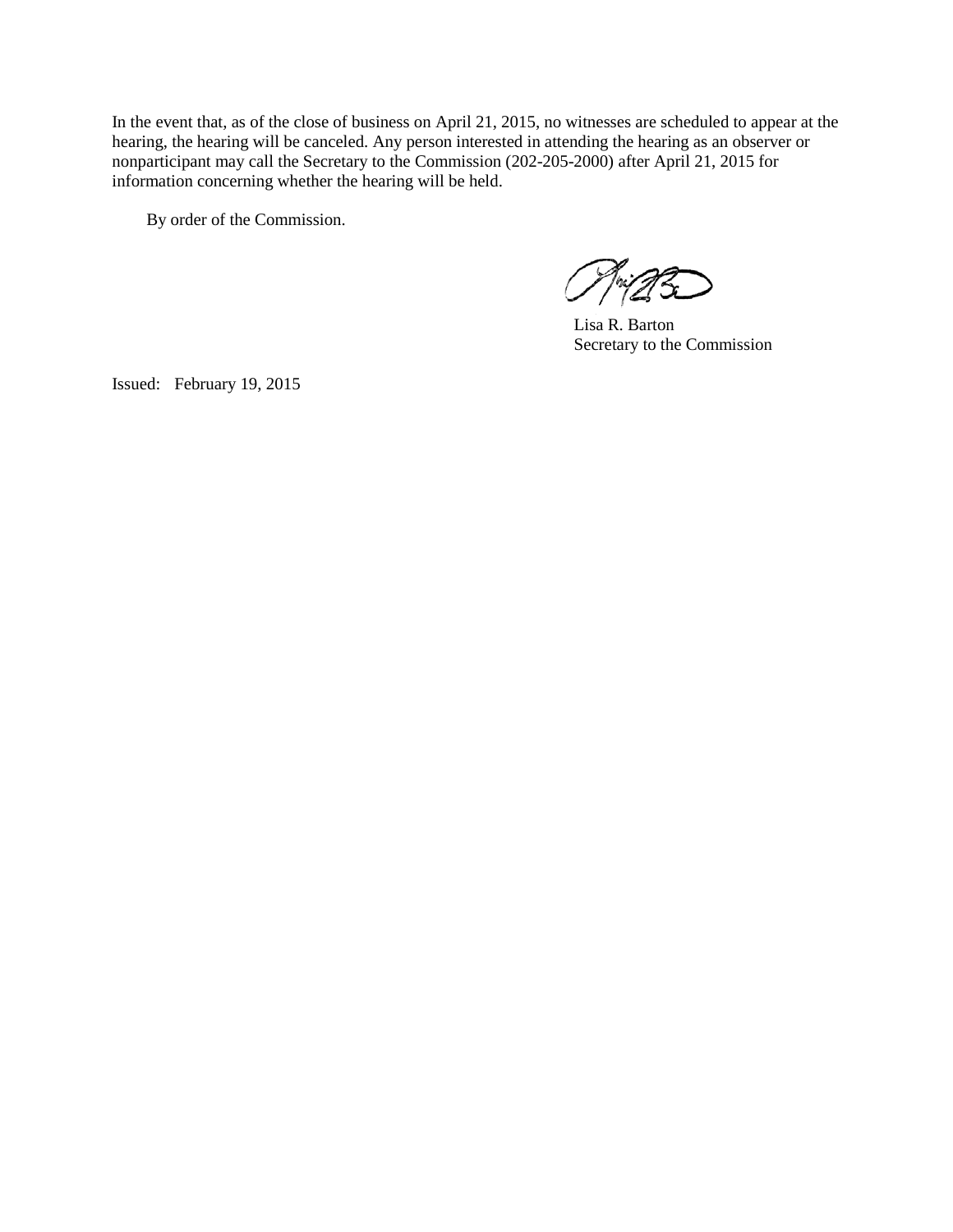In the event that, as of the close of business on April 21, 2015, no witnesses are scheduled to appear at the hearing, the hearing will be canceled. Any person interested in attending the hearing as an observer or nonparticipant may call the Secretary to the Commission (202-205-2000) after April 21, 2015 for information concerning whether the hearing will be held.

By order of the Commission.

Lisa R. Barton
Secretary to the Commission

Issued: February 19, 2015